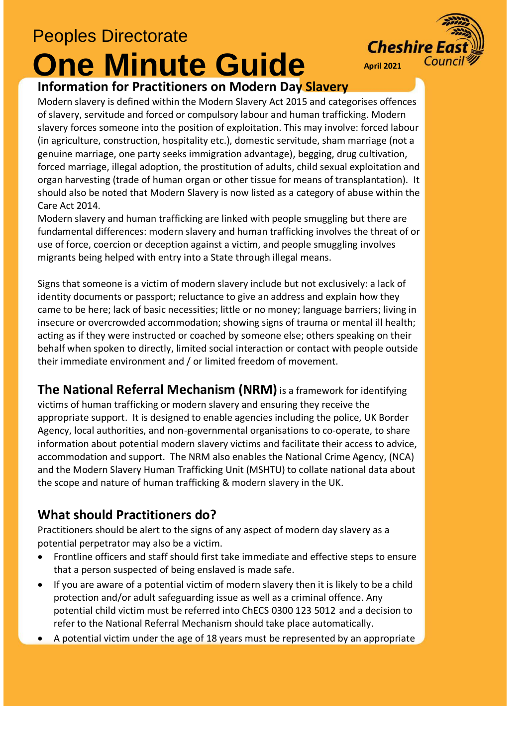Peoples Directorate

# One Minute Guide

Cheshire East Council

April 2021

## Information for Practitioners on Modern Day Slavery

Modern slavery is defined within the Modern Slavery Act 2015 and categorises offences of slavery, servitude and forced or compulsory labour and human trafficking. Modern slavery forces someone into the position of exploitation. This may involve: forced labour (in agriculture, construction, hospitality etc.), domestic servitude, sham marriage (not a genuine marriage, one party seeks immigration advantage), begging, drug cultivation, forced marriage, illegal adoption, the prostitution of adults, child sexual exploitation and organ harvesting (trade of human organ or other tissue for means of transplantation). It should also be noted that Modern Slavery is now listed as a category of abuse within the Care Act 2014.

Modern slavery and human trafficking are linked with people smuggling but there are fundamental differences: modern slavery and human trafficking involves the threat of or use of force, coercion or deception against a victim, and people smuggling involves migrants being helped with entry into a State through illegal means.

Signs that someone is a victim of modern slavery include but not exclusively: a lack of identity documents or passport; reluctance to give an address and explain how they came to be here; lack of basic necessities; little or no money; language barriers; living in insecure or overcrowded accommodation; showing signs of trauma or mental ill health; acting as if they were instructed or coached by someone else; others speaking on their behalf when spoken to directly, limited social interaction or contact with people outside their immediate environment and / or limited freedom of movement.

**The National Referral Mechanism (NRM)** is a framework for identifying victims of human trafficking or modern slavery and ensuring they receive the appropriate support. It is designed to enable agencies including the police, UK Border Agency, local authorities, and non-governmental organisations to co-operate, to share information about potential modern slavery victims and facilitate their access to advice, accommodation and support. The NRM also enables the National Crime Agency, (NCA) and the Modern Slavery Human Trafficking Unit (MSHTU) to collate national data about the scope and nature of human trafficking & modern slavery in the UK.

## What should Practitioners do?

Practitioners should be alert to the signs of any aspect of modern day slavery as a potential perpetrator may also be a victim.

- Frontline officers and staff should first take immediate and effective steps to ensure that a person suspected of being enslaved is made safe.
- If you are aware of a potential victim of modern slavery then it is likely to be a child protection and/or adult safeguarding issue as well as a criminal offence. Any potential child victim must be referred into ChECS 0300 123 5012 and a decision to refer to the National Referral Mechanism should take place automatically.
- A potential victim under the age of 18 years must be represented by an appropriate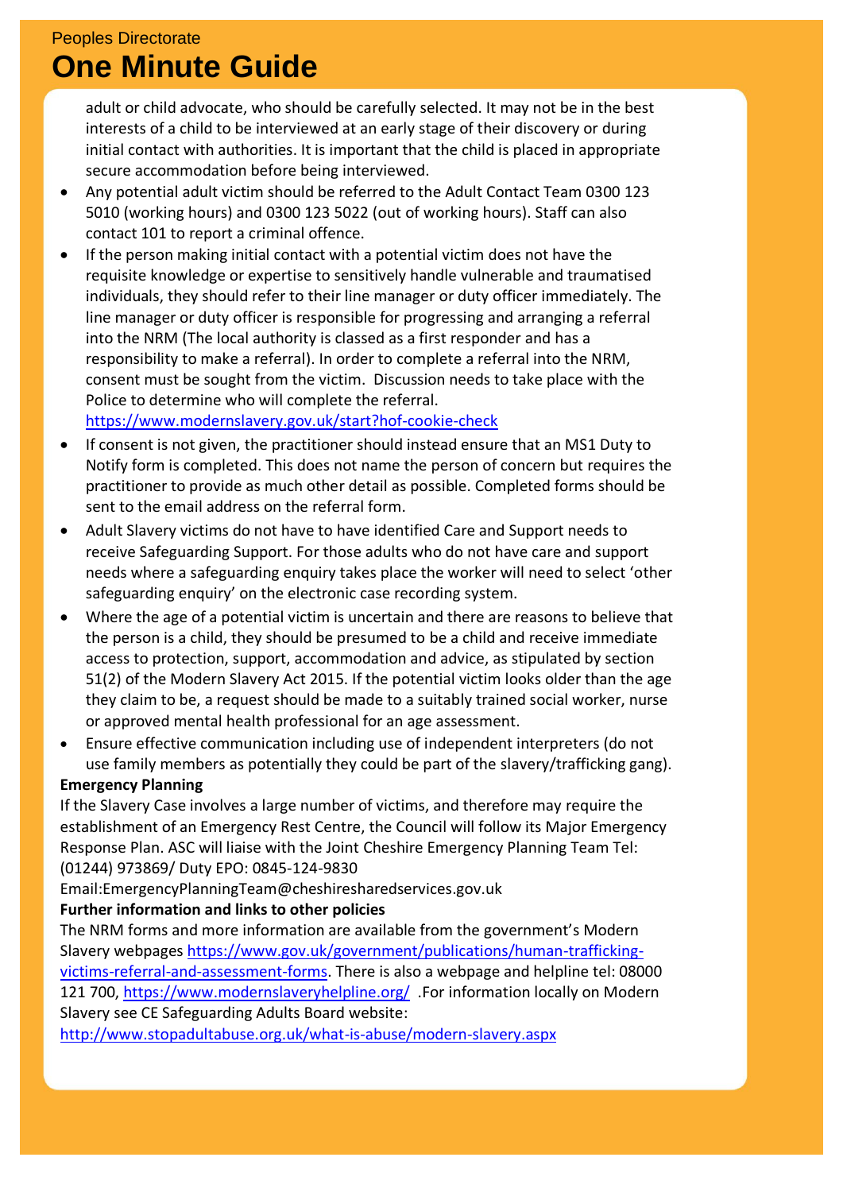adult or child advocate, who should be carefully selected. It may not be in the best interests of a child to be interviewed at an early stage of their discovery or during initial contact with authorities. It is important that the child is placed in appropriate secure accommodation before being interviewed.

- Any potential adult victim should be referred to the Adult Contact Team 0300 123 5010 (working hours) and 0300 123 5022 (out of working hours). Staff can also contact 101 to report a criminal offence.
- If the person making initial contact with a potential victim does not have the requisite knowledge or expertise to sensitively handle vulnerable and traumatised individuals, they should refer to their line manager or duty officer immediately. The line manager or duty officer is responsible for progressing and arranging a referral into the NRM (The local authority is classed as a first responder and has a responsibility to make a referral). In order to complete a referral into the NRM, consent must be sought from the victim. Discussion needs to take place with the Police to determine who will complete the referral. https://www.modernslavery.gov.uk/start?hof-cookie-check
- If consent is not given, the practitioner should instead ensure that an MS1 Duty to Notify form is completed. This does not name the person of concern but requires the practitioner to provide as much other detail as possible. Completed forms should be sent to the email address on the referral form.
- Adult Slavery victims do not have to have identified Care and Support needs to receive Safeguarding Support. For those adults who do not have care and support needs where a safeguarding enquiry takes place the worker will need to select 'other safeguarding enquiry' on the electronic case recording system.
- Where the age of a potential victim is uncertain and there are reasons to believe that the person is a child, they should be presumed to be a child and receive immediate access to protection, support, accommodation and advice, as stipulated by section 51(2) of the Modern Slavery Act 2015. If the potential victim looks older than the age they claim to be, a request should be made to a suitably trained social worker, nurse or approved mental health professional for an age assessment.
- Ensure effective communication including use of independent interpreters (do not use family members as potentially they could be part of the slavery/trafficking gang).

**Emergency Planning**

If the Slavery Case involves a large number of victims, and therefore may require the establishment of an Emergency Rest Centre, the Council will follow its Major Emergency Response Plan. ASC will liaise with the Joint Cheshire Emergency Planning Team Tel: (01244) 973869/ Duty EPO: 0845-124-9830
Email:EmergencyPlanningTeam@cheshiresharedservices.gov.uk

**Further information and links to other policies**

The NRM forms and more information are available from the government's Modern Slavery webpages https://www.gov.uk/government/publications/human-trafficking-victims-referral-and-assessment-forms. There is also a webpage and helpline tel: 08000 121 700, https://www.modernslaveryhelpline.org/ .For information locally on Modern Slavery see CE Safeguarding Adults Board website:
http://www.stopadultabuse.org.uk/what-is-abuse/modern-slavery.aspx